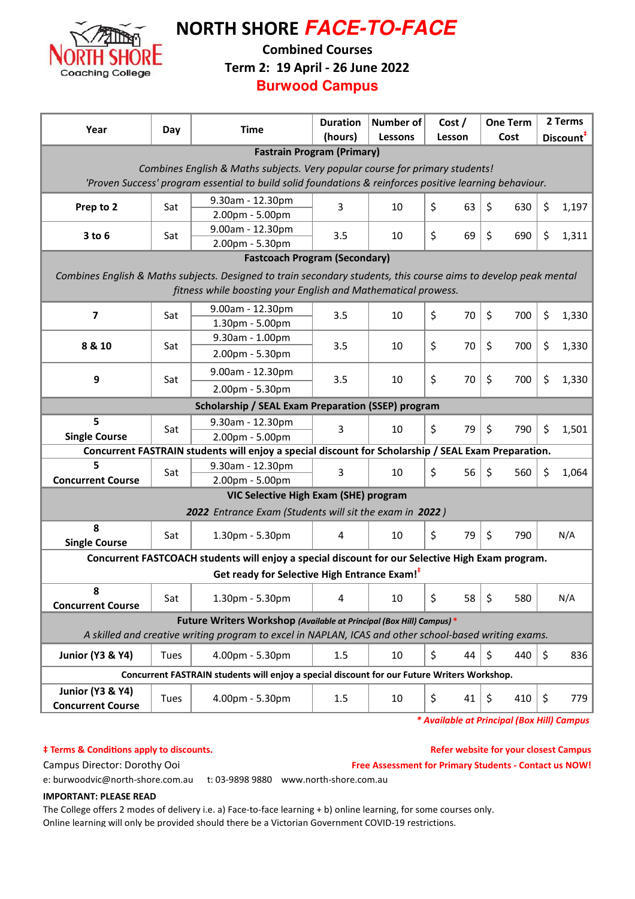# NORTH SHORE *FACE-TO-FACE*

**Combined Courses**

**Term 2: 19 April - 26 June 2022**

**Burwood Campus**

| Year | Day | Time | Duration (hours) | Number of Lessons | Cost / Lesson | One Term Cost | 2 Terms Discount‡ |
|---|---|---|---|---|---|---|---|
| **Fastrain Program (Primary)** *Combines English & Maths subjects. Very popular course for primary students! 'Proven Success' program essential to build solid foundations & reinforces positive learning behaviour.* | | | | | | | |
| **Prep to 2** | Sat | 9.30am - 12.30pm / 2.00pm - 5.00pm | 3 | 10 | $ 63 | $ 630 | $ 1,197 |
| **3 to 6** | Sat | 9.00am - 12.30pm / 2.00pm - 5.30pm | 3.5 | 10 | $ 69 | $ 690 | $ 1,311 |
| **Fastcoach Program (Secondary)** *Combines English & Maths subjects. Designed to train secondary students, this course aims to develop peak mental fitness while boosting your English and Mathematical prowess.* | | | | | | | |
| **7** | Sat | 9.00am - 12.30pm / 1.30pm - 5.00pm | 3.5 | 10 | $ 70 | $ 700 | $ 1,330 |
| **8 & 10** | Sat | 9.30am - 1.00pm / 2.00pm - 5.30pm | 3.5 | 10 | $ 70 | $ 700 | $ 1,330 |
| **9** | Sat | 9.00am - 12.30pm / 2.00pm - 5.30pm | 3.5 | 10 | $ 70 | $ 700 | $ 1,330 |
| **Scholarship / SEAL Exam Preparation (SSEP) program** | | | | | | | |
| **5 Single Course** | Sat | 9.30am - 12.30pm / 2.00pm - 5.00pm | 3 | 10 | $ 79 | $ 790 | $ 1,501 |
| **Concurrent FASTRAIN students will enjoy a special discount for Scholarship / SEAL Exam Preparation.** | | | | | | | |
| **5 Concurrent Course** | Sat | 9.30am - 12.30pm / 2.00pm - 5.00pm | 3 | 10 | $ 56 | $ 560 | $ 1,064 |
| **VIC Selective High Exam (SHE) program** *2022 Entrance Exam (Students will sit the exam in 2022)* | | | | | | | |
| **8 Single Course** | Sat | 1.30pm - 5.30pm | 4 | 10 | $ 79 | $ 790 | N/A |
| **Concurrent FASTCOACH students will enjoy a special discount for our Selective High Exam program. Get ready for Selective High Entrance Exam!‡** | | | | | | | |
| **8 Concurrent Course** | Sat | 1.30pm - 5.30pm | 4 | 10 | $ 58 | $ 580 | N/A |
| **Future Writers Workshop** *(Available at Principal (Box Hill) Campus)* * *A skilled and creative writing program to excel in NAPLAN, ICAS and other school-based writing exams.* | | | | | | | |
| **Junior (Y3 & Y4)** | Tues | 4.00pm - 5.30pm | 1.5 | 10 | $ 44 | $ 440 | $ 836 |
| **Concurrent FASTRAIN students will enjoy a special discount for our Future Writers Workshop.** | | | | | | | |
| **Junior (Y3 & Y4) Concurrent Course** | Tues | 4.00pm - 5.30pm | 1.5 | 10 | $ 41 | $ 410 | $ 779 |

*\* Available at Principal (Box Hill) Campus*

**‡ Terms & Conditions apply to discounts.**

**Refer website for your closest Campus**

Campus Director: Dorothy Ooi

**Free Assessment for Primary Students - Contact us NOW!**

e: burwoodvic@north-shore.com.au t: 03-9898 9880 www.north-shore.com.au

**IMPORTANT: PLEASE READ**

The College offers 2 modes of delivery i.e. a) Face-to-face learning + b) online learning, for some courses only.
Online learning will only be provided should there be a Victorian Government COVID-19 restrictions.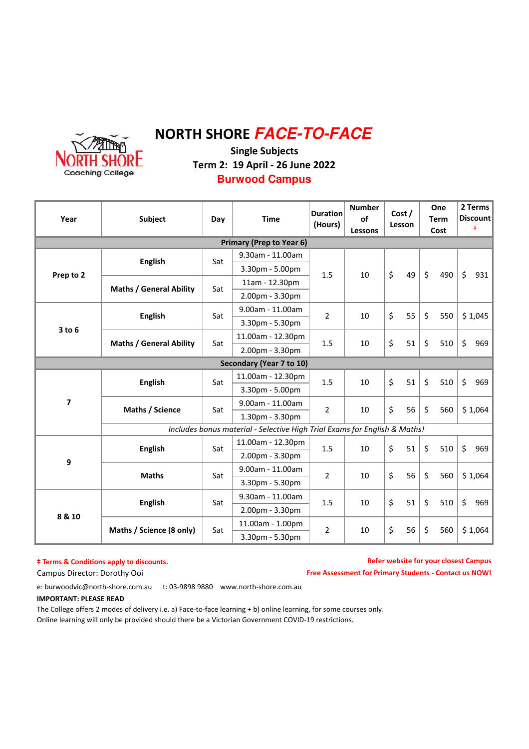# NORTH SHORE *FACE-TO-FACE*

**Single Subjects**

**Term 2: 19 April - 26 June 2022**

**Burwood Campus**

| Year | Subject | Day | Time | Duration (Hours) | Number of Lessons | Cost / Lesson | One Term Cost | 2 Terms Discount ‡ |
|---|---|---|---|---|---|---|---|---|
| **Primary (Prep to Year 6)** | | | | | | | | |
| Prep to 2 | English | Sat | 9.30am - 11.00am | 1.5 | 10 | $ 49 | $ 490 | $ 931 |
| | | | 3.30pm - 5.00pm | | | | | |
| | Maths / General Ability | Sat | 11am - 12.30pm | | | | | |
| | | | 2.00pm - 3.30pm | | | | | |
| 3 to 6 | English | Sat | 9.00am - 11.00am | 2 | 10 | $ 55 | $ 550 | $ 1,045 |
| | | | 3.30pm - 5.30pm | | | | | |
| | Maths / General Ability | Sat | 11.00am - 12.30pm | 1.5 | 10 | $ 51 | $ 510 | $ 969 |
| | | | 2.00pm - 3.30pm | | | | | |
| **Secondary (Year 7 to 10)** | | | | | | | | |
| 7 | English | Sat | 11.00am - 12.30pm | 1.5 | 10 | $ 51 | $ 510 | $ 969 |
| | | | 3.30pm - 5.00pm | | | | | |
| | Maths / Science | Sat | 9.00am - 11.00am | 2 | 10 | $ 56 | $ 560 | $ 1,064 |
| | | | 1.30pm - 3.30pm | | | | | |
| | *Includes bonus material - Selective High Trial Exams for English & Maths!* | | | | | | | |
| 9 | English | Sat | 11.00am - 12.30pm | 1.5 | 10 | $ 51 | $ 510 | $ 969 |
| | | | 2.00pm - 3.30pm | | | | | |
| | Maths | Sat | 9.00am - 11.00am | 2 | 10 | $ 56 | $ 560 | $ 1,064 |
| | | | 3.30pm - 5.30pm | | | | | |
| 8 & 10 | English | Sat | 9.30am - 11.00am | 1.5 | 10 | $ 51 | $ 510 | $ 969 |
| | | | 2.00pm - 3.30pm | | | | | |
| | Maths / Science (8 only) | Sat | 11.00am - 1.00pm | 2 | 10 | $ 56 | $ 560 | $ 1,064 |
| | | | 3.30pm - 5.30pm | | | | | |

**‡ Terms & Conditions apply to discounts.**

**Refer website for your closest Campus**

Campus Director: Dorothy Ooi

**Free Assessment for Primary Students - Contact us NOW!**

e: burwoodvic@north-shore.com.au t: 03-9898 9880 www.north-shore.com.au

**IMPORTANT: PLEASE READ**

The College offers 2 modes of delivery i.e. a) Face-to-face learning + b) online learning, for some courses only.
Online learning will only be provided should there be a Victorian Government COVID-19 restrictions.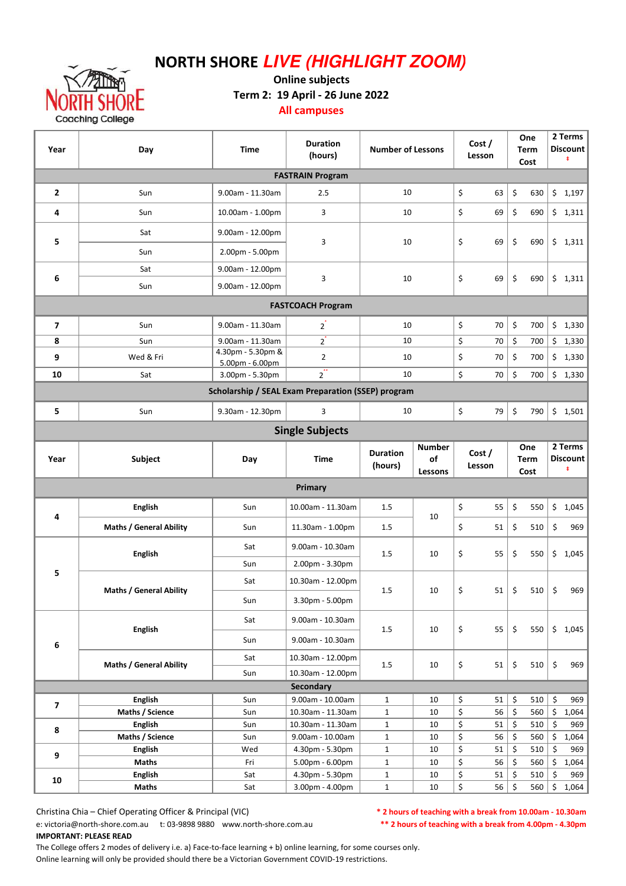# NORTH SHORE *LIVE (HIGHLIGHT ZOOM)*

**Online subjects**

**Term 2: 19 April - 26 June 2022**

**All campuses**

| Year | Day | Time | Duration (hours) | Number of Lessons | Cost / Lesson | One Term Cost | 2 Terms Discount ‡ |
|---|---|---|---|---|---|---|---|
| **FASTRAIN Program** | | | | | | | |
| 2 | Sun | 9.00am - 11.30am | 2.5 | 10 | $ 63 | $ 630 | $ 1,197 |
| 4 | Sun | 10.00am - 1.00pm | 3 | 10 | $ 69 | $ 690 | $ 1,311 |
| 5 | Sat | 9.00am - 12.00pm | 3 | 10 | $ 69 | $ 690 | $ 1,311 |
| | Sun | 2.00pm - 5.00pm | | | | | |
| 6 | Sat | 9.00am - 12.00pm | 3 | 10 | $ 69 | $ 690 | $ 1,311 |
| | Sun | 9.00am - 12.00pm | | | | | |
| **FASTCOACH Program** | | | | | | | |
| 7 | Sun | 9.00am - 11.30am | 2* | 10 | $ 70 | $ 700 | $ 1,330 |
| 8 | Sun | 9.00am - 11.30am | 2* | 10 | $ 70 | $ 700 | $ 1,330 |
| 9 | Wed & Fri | 4.30pm - 5.30pm & 5.00pm - 6.00pm | 2 | 10 | $ 70 | $ 700 | $ 1,330 |
| 10 | Sat | 3.00pm - 5.30pm | 2** | 10 | $ 70 | $ 700 | $ 1,330 |
| **Scholarship / SEAL Exam Preparation (SSEP) program** | | | | | | | |
| 5 | Sun | 9.30am - 12.30pm | 3 | 10 | $ 79 | $ 790 | $ 1,501 |

## Single Subjects

| Year | Subject | Day | Time | Duration (hours) | Number of Lessons | Cost / Lesson | One Term Cost | 2 Terms Discount ‡ |
|---|---|---|---|---|---|---|---|---|
| **Primary** | | | | | | | | |
| 4 | **English** | Sun | 10.00am - 11.30am | 1.5 | 10 | $ 55 | $ 550 | $ 1,045 |
| | **Maths / General Ability** | Sun | 11.30am - 1.00pm | 1.5 | | $ 51 | $ 510 | $ 969 |
| 5 | **English** | Sat | 9.00am - 10.30am | 1.5 | 10 | $ 55 | $ 550 | $ 1,045 |
| | | Sun | 2.00pm - 3.30pm | | | | | |
| | **Maths / General Ability** | Sat | 10.30am - 12.00pm | 1.5 | 10 | $ 51 | $ 510 | $ 969 |
| | | Sun | 3.30pm - 5.00pm | | | | | |
| 6 | **English** | Sat | 9.00am - 10.30am | 1.5 | 10 | $ 55 | $ 550 | $ 1,045 |
| | | Sun | 9.00am - 10.30am | | | | | |
| | **Maths / General Ability** | Sat | 10.30am - 12.00pm | 1.5 | 10 | $ 51 | $ 510 | $ 969 |
| | | Sun | 10.30am - 12.00pm | | | | | |
| **Secondary** | | | | | | | | |
| 7 | **English** | Sun | 9.00am - 10.00am | 1 | 10 | $ 51 | $ 510 | $ 969 |
| | **Maths / Science** | Sun | 10.30am - 11.30am | 1 | 10 | $ 56 | $ 560 | $ 1,064 |
| 8 | **English** | Sun | 10.30am - 11.30am | 1 | 10 | $ 51 | $ 510 | $ 969 |
| | **Maths / Science** | Sun | 9.00am - 10.00am | 1 | 10 | $ 56 | $ 560 | $ 1,064 |
| 9 | **English** | Wed | 4.30pm - 5.30pm | 1 | 10 | $ 51 | $ 510 | $ 969 |
| | **Maths** | Fri | 5.00pm - 6.00pm | 1 | 10 | $ 56 | $ 560 | $ 1,064 |
| 10 | **English** | Sat | 4.30pm - 5.30pm | 1 | 10 | $ 51 | $ 510 | $ 969 |
| | **Maths** | Sat | 3.00pm - 4.00pm | 1 | 10 | $ 56 | $ 560 | $ 1,064 |

**\* 2 hours of teaching with a break from 10.00am - 10.30am**

**\*\* 2 hours of teaching with a break from 4.00pm - 4.30pm**

Christina Chia – Chief Operating Officer & Principal (VIC)

e: victoria@north-shore.com.au t: 03-9898 9880 www.north-shore.com.au

**IMPORTANT: PLEASE READ**

The College offers 2 modes of delivery i.e. a) Face-to-face learning + b) online learning, for some courses only.

Online learning will only be provided should there be a Victorian Government COVID-19 restrictions.